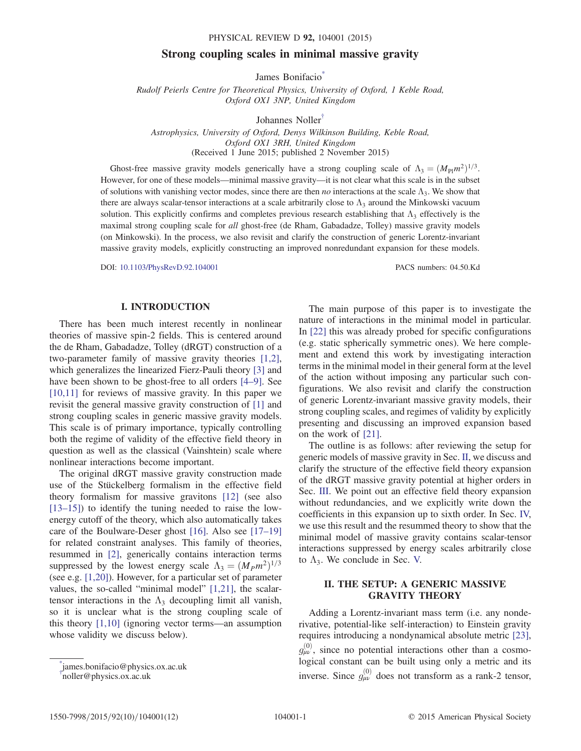# Strong coupling scales in minimal massive gravity

James Bonifacio[*]

*Rudolf Peierls Centre for Theoretical Physics, University of Oxford, 1 Keble Road, Oxford OX1 3NP, United Kingdom*

Johannes Noller[†]

*Astrophysics, University of Oxford, Denys Wilkinson Building, Keble Road, Oxford OX1 3RH, United Kingdom*

(Received 1 June 2015; published 2 November 2015)

Ghost-free massive gravity models generically have a strong coupling scale of $\Lambda_3 = (M_{\mathrm{Pl}} m^2)^{1/3}$. However, for one of these models—minimal massive gravity—it is not clear what this scale is in the subset of solutions with vanishing vector modes, since there are then *no* interactions at the scale $\Lambda_3$. We show that there are always scalar-tensor interactions at a scale arbitrarily close to $\Lambda_3$ around the Minkowski vacuum solution. This explicitly confirms and completes previous research establishing that $\Lambda_3$ effectively is the maximal strong coupling scale for *all* ghost-free (de Rham, Gabadadze, Tolley) massive gravity models (on Minkowski). In the process, we also revisit and clarify the construction of generic Lorentz-invariant massive gravity models, explicitly constructing an improved nonredundant expansion for these models.

DOI: 10.1103/PhysRevD.92.104001 PACS numbers: 04.50.Kd

## I. INTRODUCTION

There has been much interest recently in nonlinear theories of massive spin-2 fields. This is centered around the de Rham, Gabadadze, Tolley (dRGT) construction of a two-parameter family of massive gravity theories [1,2], which generalizes the linearized Fierz-Pauli theory [3] and have been shown to be ghost-free to all orders [4–9]. See [10,11] for reviews of massive gravity. In this paper we revisit the general massive gravity construction of [1] and strong coupling scales in generic massive gravity models. This scale is of primary importance, typically controlling both the regime of validity of the effective field theory in question as well as the classical (Vainshtein) scale where nonlinear interactions become important.

The original dRGT massive gravity construction made use of the Stückelberg formalism in the effective field theory formalism for massive gravitons [12] (see also [13–15]) to identify the tuning needed to raise the low-energy cutoff of the theory, which also automatically takes care of the Boulware-Deser ghost [16]. Also see [17–19] for related constraint analyses. This family of theories, resummed in [2], generically contains interaction terms suppressed by the lowest energy scale $\Lambda_3 = (M_P m^2)^{1/3}$ (see e.g. [1,20]). However, for a particular set of parameter values, the so-called "minimal model" [1,21], the scalar-tensor interactions in the $\Lambda_3$ decoupling limit all vanish, so it is unclear what is the strong coupling scale of this theory [1,10] (ignoring vector terms—an assumption whose validity we discuss below).

The main purpose of this paper is to investigate the nature of interactions in the minimal model in particular. In [22] this was already probed for specific configurations (e.g. static spherically symmetric ones). We here complement and extend this work by investigating interaction terms in the minimal model in their general form at the level of the action without imposing any particular such configurations. We also revisit and clarify the construction of generic Lorentz-invariant massive gravity models, their strong coupling scales, and regimes of validity by explicitly presenting and discussing an improved expansion based on the work of [21].

The outline is as follows: after reviewing the setup for generic models of massive gravity in Sec. II, we discuss and clarify the structure of the effective field theory expansion of the dRGT massive gravity potential at higher orders in Sec. III. We point out an effective field theory expansion without redundancies, and we explicitly write down the coefficients in this expansion up to sixth order. In Sec. IV, we use this result and the resummed theory to show that the minimal model of massive gravity contains scalar-tensor interactions suppressed by energy scales arbitrarily close to $\Lambda_3$. We conclude in Sec. V.

## II. THE SETUP: A GENERIC MASSIVE GRAVITY THEORY

Adding a Lorentz-invariant mass term (i.e. any nonderivative, potential-like self-interaction) to Einstein gravity requires introducing a nondynamical absolute metric [23], $g^{(0)}_{\mu\nu}$, since no potential interactions other than a cosmological constant can be built using only a metric and its inverse. Since $g^{(0)}_{\mu\nu}$ does not transform as a rank-2 tensor,

[*] james.bonifacio@physics.ox.ac.uk

[†] noller@physics.ox.ac.uk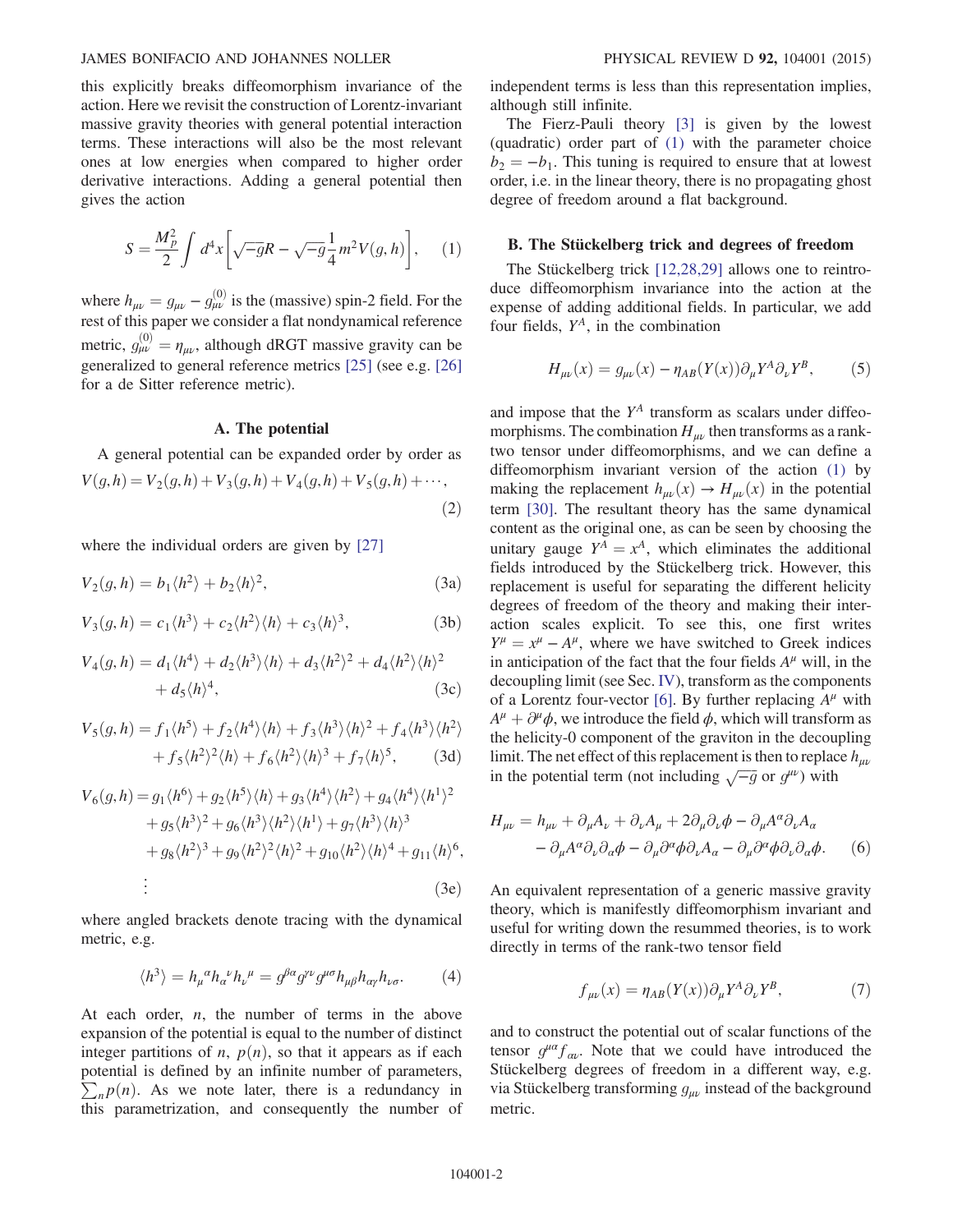this explicitly breaks diffeomorphism invariance of the action. Here we revisit the construction of Lorentz-invariant massive gravity theories with general potential interaction terms. These interactions will also be the most relevant ones at low energies when compared to higher order derivative interactions. Adding a general potential then gives the action

$$S = \frac{M_p^2}{2} \int d^4x \left[ \sqrt{-g}R - \sqrt{-g}\frac{1}{4}m^2 V(g,h) \right], \quad (1)$$

where $h_{\mu\nu} = g_{\mu\nu} - g^{(0)}_{\mu\nu}$ is the (massive) spin-2 field. For the rest of this paper we consider a flat nondynamical reference metric, $g^{(0)}_{\mu\nu} = \eta_{\mu\nu}$, although dRGT massive gravity can be generalized to general reference metrics [25] (see e.g. [26] for a de Sitter reference metric).

### A. The potential

A general potential can be expanded order by order as

$$V(g,h) = V_2(g,h) + V_3(g,h) + V_4(g,h) + V_5(g,h) + \cdots, \quad (2)$$

where the individual orders are given by [27]

$$V_2(g,h) = b_1 \langle h^2 \rangle + b_2 \langle h \rangle^2, \quad (3a)$$

$$V_3(g,h) = c_1 \langle h^3 \rangle + c_2 \langle h^2 \rangle \langle h \rangle + c_3 \langle h \rangle^3, \quad (3b)$$

$$V_4(g,h) = d_1 \langle h^4 \rangle + d_2 \langle h^3 \rangle \langle h \rangle + d_3 \langle h^2 \rangle^2 + d_4 \langle h^2 \rangle \langle h \rangle^2 + d_5 \langle h \rangle^4, \quad (3c)$$

$$V_5(g,h) = f_1 \langle h^5 \rangle + f_2 \langle h^4 \rangle \langle h \rangle + f_3 \langle h^3 \rangle \langle h \rangle^2 + f_4 \langle h^3 \rangle \langle h^2 \rangle + f_5 \langle h^2 \rangle^2 \langle h \rangle + f_6 \langle h^2 \rangle \langle h \rangle^3 + f_7 \langle h \rangle^5, \quad (3d)$$

$$\begin{aligned} V_6(g,h) = {} & g_1 \langle h^6 \rangle + g_2 \langle h^5 \rangle \langle h \rangle + g_3 \langle h^4 \rangle \langle h^2 \rangle + g_4 \langle h^4 \rangle \langle h^1 \rangle^2 \\ & + g_5 \langle h^3 \rangle^2 + g_6 \langle h^3 \rangle \langle h^2 \rangle \langle h^1 \rangle + g_7 \langle h^3 \rangle \langle h \rangle^3 \\ & + g_8 \langle h^2 \rangle^3 + g_9 \langle h^2 \rangle^2 \langle h \rangle^2 + g_{10} \langle h^2 \rangle \langle h \rangle^4 + g_{11} \langle h \rangle^6, \\ & \vdots \end{aligned} \quad (3e)$$

where angled brackets denote tracing with the dynamical metric, e.g.

$$\langle h^3 \rangle = h_\mu{}^\alpha h_\alpha{}^\nu h_\nu{}^\mu = g^{\beta\alpha} g^{\gamma\nu} g^{\mu\sigma} h_{\mu\beta} h_{\alpha\gamma} h_{\nu\sigma}. \quad (4)$$

At each order, $n$, the number of terms in the above expansion of the potential is equal to the number of distinct integer partitions of $n$, $p(n)$, so that it appears as if each potential is defined by an infinite number of parameters, $\sum_n p(n)$. As we note later, there is a redundancy in this parametrization, and consequently the number of independent terms is less than this representation implies, although still infinite.

The Fierz-Pauli theory [3] is given by the lowest (quadratic) order part of (1) with the parameter choice $b_2 = -b_1$. This tuning is required to ensure that at lowest order, i.e. in the linear theory, there is no propagating ghost degree of freedom around a flat background.

### B. The Stückelberg trick and degrees of freedom

The Stückelberg trick [12,28,29] allows one to reintroduce diffeomorphism invariance into the action at the expense of adding additional fields. In particular, we add four fields, $Y^A$, in the combination

$$H_{\mu\nu}(x) = g_{\mu\nu}(x) - \eta_{AB}(Y(x)) \partial_\mu Y^A \partial_\nu Y^B, \quad (5)$$

and impose that the $Y^A$ transform as scalars under diffeomorphisms. The combination $H_{\mu\nu}$ then transforms as a rank-two tensor under diffeomorphisms, and we can define a diffeomorphism invariant version of the action (1) by making the replacement $h_{\mu\nu}(x) \to H_{\mu\nu}(x)$ in the potential term [30]. The resultant theory has the same dynamical content as the original one, as can be seen by choosing the unitary gauge $Y^A = x^A$, which eliminates the additional fields introduced by the Stückelberg trick. However, this replacement is useful for separating the different helicity degrees of freedom of the theory and making their interaction scales explicit. To see this, one first writes $Y^\mu = x^\mu - A^\mu$, where we have switched to Greek indices in anticipation of the fact that the four fields $A^\mu$ will, in the decoupling limit (see Sec. IV), transform as the components of a Lorentz four-vector [6]. By further replacing $A^\mu$ with $A^\mu + \partial^\mu \phi$, we introduce the field $\phi$, which will transform as the helicity-0 component of the graviton in the decoupling limit. The net effect of this replacement is then to replace $h_{\mu\nu}$ in the potential term (not including $\sqrt{-g}$ or $g^{\mu\nu}$) with

$$\begin{aligned} H_{\mu\nu} = {} & h_{\mu\nu} + \partial_\mu A_\nu + \partial_\nu A_\mu + 2\partial_\mu \partial_\nu \phi - \partial_\mu A^\alpha \partial_\nu A_\alpha \\ & - \partial_\mu A^\alpha \partial_\nu \partial_\alpha \phi - \partial_\mu \partial^\alpha \phi \partial_\nu A_\alpha - \partial_\mu \partial^\alpha \phi \partial_\nu \partial_\alpha \phi. \end{aligned} \quad (6)$$

An equivalent representation of a generic massive gravity theory, which is manifestly diffeomorphism invariant and useful for writing down the resummed theories, is to work directly in terms of the rank-two tensor field

$$f_{\mu\nu}(x) = \eta_{AB}(Y(x)) \partial_\mu Y^A \partial_\nu Y^B, \quad (7)$$

and to construct the potential out of scalar functions of the tensor $g^{\mu\alpha} f_{\alpha\nu}$. Note that we could have introduced the Stückelberg degrees of freedom in a different way, e.g. via Stückelberg transforming $g_{\mu\nu}$ instead of the background metric.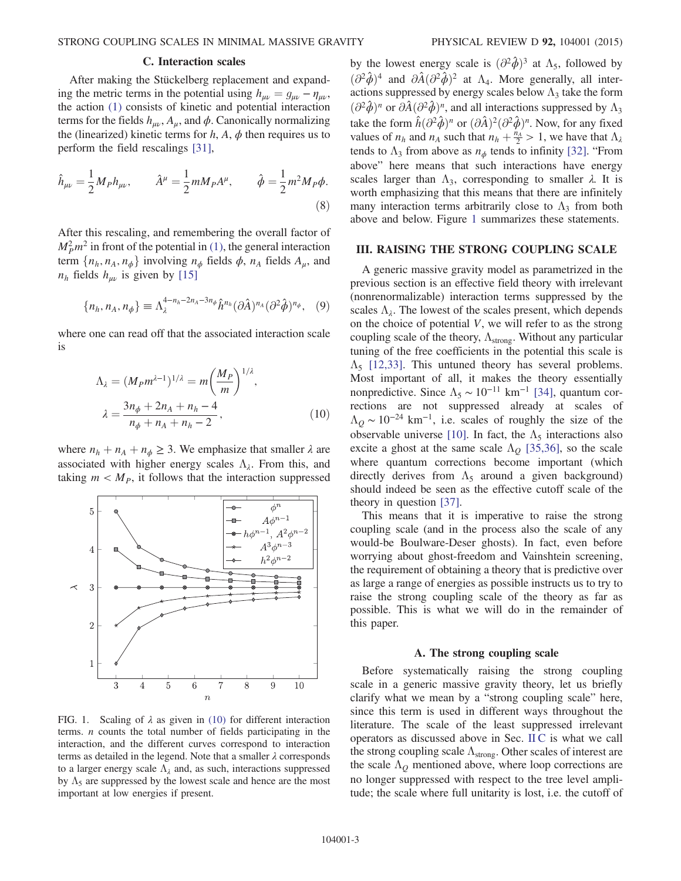### C. Interaction scales

After making the Stückelberg replacement and expanding the metric terms in the potential using $h_{\mu\nu} = g_{\mu\nu} - \eta_{\mu\nu}$, the action (1) consists of kinetic and potential interaction terms for the fields $h_{\mu\nu}$, $A_\mu$, and $\phi$. Canonically normalizing the (linearized) kinetic terms for $h$, $A$, $\phi$ then requires us to perform the field rescalings [31],

$$\hat{h}_{\mu\nu} = \frac{1}{2} M_P h_{\mu\nu}, \qquad \hat{A}^\mu = \frac{1}{2} m M_P A^\mu, \qquad \hat{\phi} = \frac{1}{2} m^2 M_P \phi. \tag{8}$$

After this rescaling, and remembering the overall factor of $M_P^2 m^2$ in front of the potential in (1), the general interaction term $\{n_h, n_A, n_\phi\}$ involving $n_\phi$ fields $\phi$, $n_A$ fields $A_\mu$, and $n_h$ fields $h_{\mu\nu}$ is given by [15]

$$\{n_h, n_A, n_\phi\} \equiv \Lambda_\lambda^{4 - n_h - 2n_A - 3n_\phi} \hat{h}^{n_h} (\partial \hat{A})^{n_A} (\partial^2 \hat{\phi})^{n_\phi}, \tag{9}$$

where one can read off that the associated interaction scale is

$$\Lambda_\lambda = (M_P m^{\lambda - 1})^{1/\lambda} = m \left( \frac{M_P}{m} \right)^{1/\lambda},$$
$$\lambda = \frac{3n_\phi + 2n_A + n_h - 4}{n_\phi + n_A + n_h - 2}, \tag{10}$$

where $n_h + n_A + n_\phi \geq 3$. We emphasize that smaller $\lambda$ are associated with higher energy scales $\Lambda_\lambda$. From this, and taking $m < M_P$, it follows that the interaction suppressed by the lowest energy scale is $(\partial^2 \hat{\phi})^3$ at $\Lambda_5$, followed by $(\partial^2 \hat{\phi})^4$ and $\partial \hat{A} (\partial^2 \hat{\phi})^2$ at $\Lambda_4$. More generally, all interactions suppressed by energy scales below $\Lambda_3$ take the form $(\partial^2 \hat{\phi})^n$ or $\partial \hat{A} (\partial^2 \hat{\phi})^n$, and all interactions suppressed by $\Lambda_3$ take the form $\hat{h} (\partial^2 \hat{\phi})^n$ or $(\partial \hat{A})^2 (\partial^2 \hat{\phi})^n$. Now, for any fixed values of $n_h$ and $n_A$ such that $n_h + \frac{n_A}{2} > 1$, we have that $\Lambda_\lambda$ tends to $\Lambda_3$ from above as $n_\phi$ tends to infinity [32]. "From above" here means that such interactions have energy scales larger than $\Lambda_3$, corresponding to smaller $\lambda$. It is worth emphasizing that this means that there are infinitely many interaction terms arbitrarily close to $\Lambda_3$ from both above and below. Figure 1 summarizes these statements.

FIG. 1. Scaling of $\lambda$ as given in (10) for different interaction terms. $n$ counts the total number of fields participating in the interaction, and the different curves correspond to interaction terms as detailed in the legend. Note that a smaller $\lambda$ corresponds to a larger energy scale $\Lambda_\lambda$ and, as such, interactions suppressed by $\Lambda_5$ are suppressed by the lowest scale and hence are the most important at low energies if present.

## III. RAISING THE STRONG COUPLING SCALE

A generic massive gravity model as parametrized in the previous section is an effective field theory with irrelevant (nonrenormalizable) interaction terms suppressed by the scales $\Lambda_\lambda$. The lowest of the scales present, which depends on the choice of potential $V$, we will refer to as the strong coupling scale of the theory, $\Lambda_{\rm strong}$. Without any particular tuning of the free coefficients in the potential this scale is $\Lambda_5$ [12,33]. This untuned theory has several problems. Most important of all, it makes the theory essentially nonpredictive. Since $\Lambda_5 \sim 10^{-11}$ km$^{-1}$ [34], quantum corrections are not suppressed already at scales of $\Lambda_Q \sim 10^{-24}$ km$^{-1}$, i.e. scales of roughly the size of the observable universe [10]. In fact, the $\Lambda_5$ interactions also excite a ghost at the same scale $\Lambda_Q$ [35,36], so the scale where quantum corrections become important (which directly derives from $\Lambda_5$ around a given background) should indeed be seen as the effective cutoff scale of the theory in question [37].

This means that it is imperative to raise the strong coupling scale (and in the process also the scale of any would-be Boulware-Deser ghosts). In fact, even before worrying about ghost-freedom and Vainshtein screening, the requirement of obtaining a theory that is predictive over as large a range of energies as possible instructs us to try to raise the strong coupling scale of the theory as far as possible. This is what we will do in the remainder of this paper.

### A. The strong coupling scale

Before systematically raising the strong coupling scale in a generic massive gravity theory, let us briefly clarify what we mean by a "strong coupling scale" here, since this term is used in different ways throughout the literature. The scale of the least suppressed irrelevant operators as discussed above in Sec. II C is what we call the strong coupling scale $\Lambda_{\rm strong}$. Other scales of interest are the scale $\Lambda_Q$ mentioned above, where loop corrections are no longer suppressed with respect to the tree level amplitude; the scale where full unitarity is lost, i.e. the cutoff of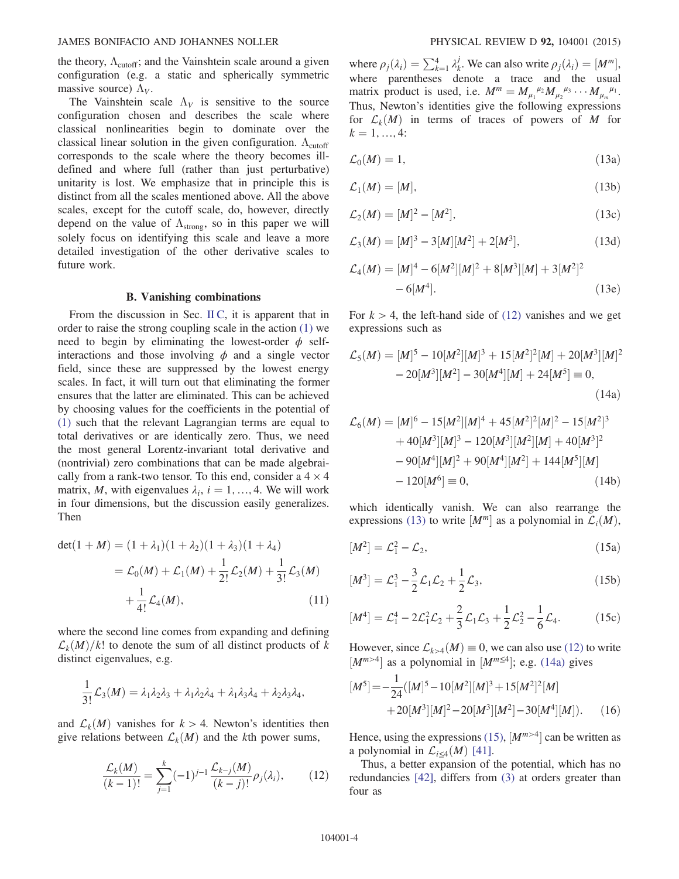the theory, $\Lambda_{\rm cutoff}$; and the Vainshtein scale around a given configuration (e.g. a static and spherically symmetric massive source) $\Lambda_V$.

The Vainshtein scale $\Lambda_V$ is sensitive to the source configuration chosen and describes the scale where classical nonlinearities begin to dominate over the classical linear solution in the given configuration. $\Lambda_{\rm cutoff}$ corresponds to the scale where the theory becomes ill-defined and where full (rather than just perturbative) unitarity is lost. We emphasize that in principle this is distinct from all the scales mentioned above. All the above scales, except for the cutoff scale, do, however, directly depend on the value of $\Lambda_{\rm strong}$, so in this paper we will solely focus on identifying this scale and leave a more detailed investigation of the other derivative scales to future work.

### B. Vanishing combinations

From the discussion in Sec. II C, it is apparent that in order to raise the strong coupling scale in the action (1) we need to begin by eliminating the lowest-order $\phi$ self-interactions and those involving $\phi$ and a single vector field, since these are suppressed by the lowest energy scales. In fact, it will turn out that eliminating the former ensures that the latter are eliminated. This can be achieved by choosing values for the coefficients in the potential of (1) such that the relevant Lagrangian terms are equal to total derivatives or are identically zero. Thus, we need the most general Lorentz-invariant total derivative and (nontrivial) zero combinations that can be made algebraically from a rank-two tensor. To this end, consider a $4\times 4$ matrix, $M$, with eigenvalues $\lambda_i$, $i=1,\ldots,4$. We will work in four dimensions, but the discussion easily generalizes. Then

$$
\begin{aligned}
\det(1+M) &= (1+\lambda_1)(1+\lambda_2)(1+\lambda_3)(1+\lambda_4) \\
&= \mathcal{L}_0(M)+\mathcal{L}_1(M)+\frac{1}{2!}\mathcal{L}_2(M)+\frac{1}{3!}\mathcal{L}_3(M) \\
&\quad +\frac{1}{4!}\mathcal{L}_4(M),
\end{aligned}
\tag{11}
$$

where the second line comes from expanding and defining $\mathcal{L}_k(M)/k!$ to denote the sum of all distinct products of $k$ distinct eigenvalues, e.g.

$$
\frac{1}{3!}\mathcal{L}_3(M)=\lambda_1\lambda_2\lambda_3+\lambda_1\lambda_2\lambda_4+\lambda_1\lambda_3\lambda_4+\lambda_2\lambda_3\lambda_4,
$$

and $\mathcal{L}_k(M)$ vanishes for $k>4$. Newton's identities then give relations between $\mathcal{L}_k(M)$ and the $k$th power sums,

$$
\frac{\mathcal{L}_k(M)}{(k-1)!}=\sum_{j=1}^{k}(-1)^{j-1}\frac{\mathcal{L}_{k-j}(M)}{(k-j)!}\rho_j(\lambda_i),
\tag{12}
$$

where $\rho_j(\lambda_i)=\sum_{k=1}^{4}\lambda_k^j$. We can also write $\rho_j(\lambda_i)=[M^m]$, where parentheses denote a trace and the usual matrix product is used, i.e. $M^m=M_{\mu_1}{}^{\mu_2}M_{\mu_2}{}^{\mu_3}\cdots M_{\mu_m}{}^{\mu_1}$. Thus, Newton's identities give the following expressions for $\mathcal{L}_k(M)$ in terms of traces of powers of $M$ for $k=1,\ldots,4$:

$$
\mathcal{L}_0(M)=1,
\tag{13a}
$$

$$
\mathcal{L}_1(M)=[M],
\tag{13b}
$$

$$
\mathcal{L}_2(M)=[M]^2-[M^2],
\tag{13c}
$$

$$
\mathcal{L}_3(M)=[M]^3-3[M][M^2]+2[M^3],
\tag{13d}
$$

$$
\begin{aligned}
\mathcal{L}_4(M)&=[M]^4-6[M^2][M]^2+8[M^3][M]+3[M^2]^2 \\
&\quad -6[M^4].
\end{aligned}
\tag{13e}
$$

For $k>4$, the left-hand side of (12) vanishes and we get expressions such as

$$
\begin{aligned}
\mathcal{L}_5(M)&=[M]^5-10[M^2][M]^3+15[M^2]^2[M]+20[M^3][M]^2 \\
&\quad -20[M^3][M^2]-30[M^4][M]+24[M^5]\equiv 0,
\end{aligned}
\tag{14a}
$$

$$
\begin{aligned}
\mathcal{L}_6(M)&=[M]^6-15[M^2][M]^4+45[M^2]^2[M]^2-15[M^2]^3 \\
&\quad +40[M^3][M]^3-120[M^3][M^2][M]+40[M^3]^2 \\
&\quad -90[M^4][M]^2+90[M^4][M^2]+144[M^5][M] \\
&\quad -120[M^6]\equiv 0,
\end{aligned}
\tag{14b}
$$

which identically vanish. We can also rearrange the expressions (13) to write $[M^m]$ as a polynomial in $\mathcal{L}_i(M)$,

$$
[M^2]=\mathcal{L}_1^2-\mathcal{L}_2,
\tag{15a}
$$

$$
[M^3]=\mathcal{L}_1^3-\frac{3}{2}\mathcal{L}_1\mathcal{L}_2+\frac{1}{2}\mathcal{L}_3,
\tag{15b}
$$

$$
[M^4]=\mathcal{L}_1^4-2\mathcal{L}_1^2\mathcal{L}_2+\frac{2}{3}\mathcal{L}_1\mathcal{L}_3+\frac{1}{2}\mathcal{L}_2^2-\frac{1}{6}\mathcal{L}_4.
\tag{15c}
$$

However, since $\mathcal{L}_{k>4}(M)\equiv 0$, we can also use (12) to write $[M^{m>4}]$ as a polynomial in $[M^{m\leq 4}]$; e.g. (14a) gives

$$
\begin{aligned}
[M^5]=-\frac{1}{24}(&[M]^5-10[M^2][M]^3+15[M^2]^2[M] \\
&+20[M^3][M]^2-20[M^3][M^2]-30[M^4][M]).
\end{aligned}
\tag{16}
$$

Hence, using the expressions (15), $[M^{m>4}]$ can be written as a polynomial in $\mathcal{L}_{i\leq 4}(M)$ [41].

Thus, a better expansion of the potential, which has no redundancies [42], differs from (3) at orders greater than four as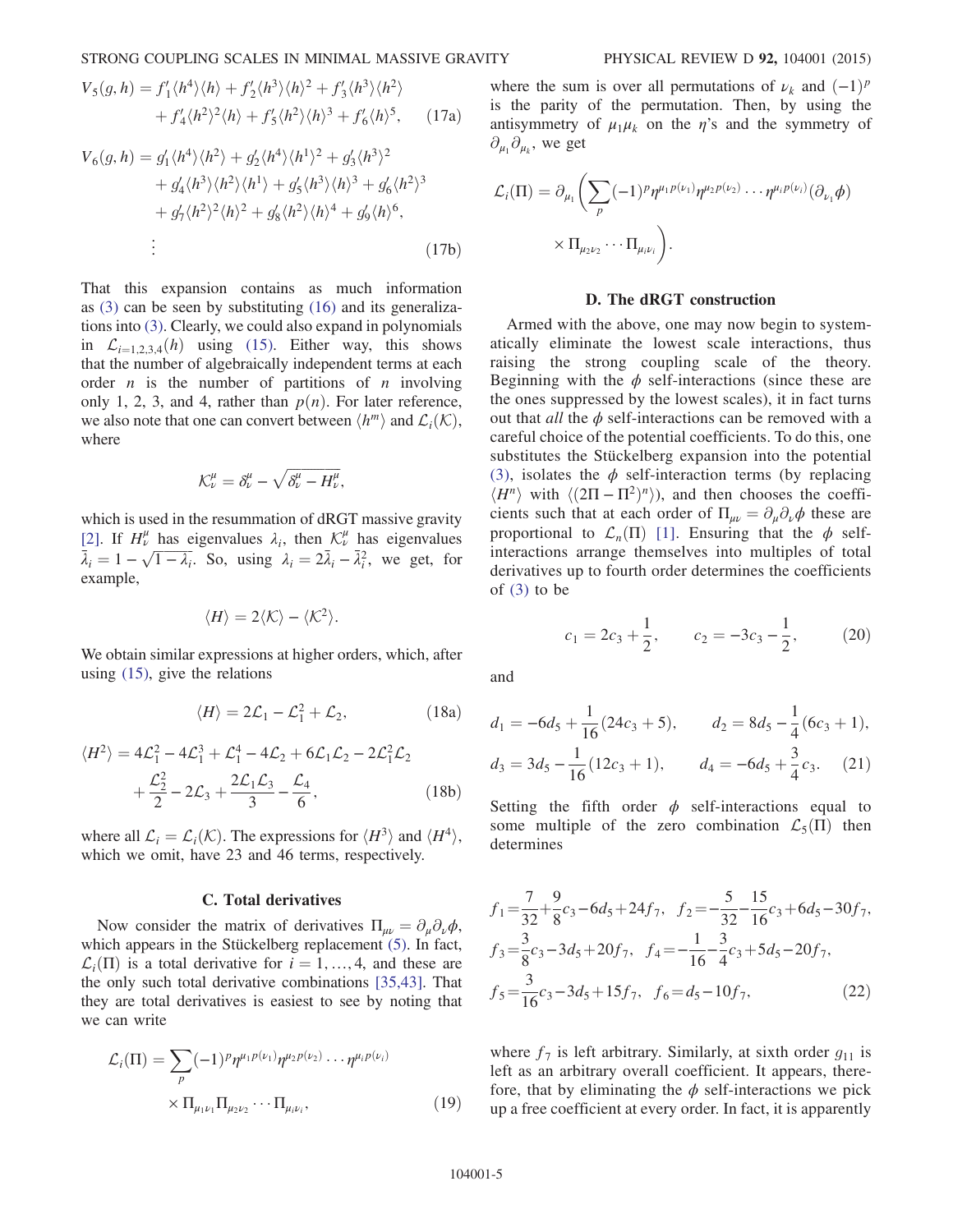$$
\begin{aligned}
V_5(g,h) &= f'_1\langle h^4\rangle\langle h\rangle + f'_2\langle h^3\rangle\langle h\rangle^2 + f'_3\langle h^3\rangle\langle h^2\rangle \\
&\quad + f'_4\langle h^2\rangle^2\langle h\rangle + f'_5\langle h^2\rangle\langle h\rangle^3 + f'_6\langle h\rangle^5, \qquad (17a)
\end{aligned}
$$

$$
\begin{aligned}
V_6(g,h) &= g'_1\langle h^4\rangle\langle h^2\rangle + g'_2\langle h^4\rangle\langle h^1\rangle^2 + g'_3\langle h^3\rangle^2 \\
&\quad + g'_4\langle h^3\rangle\langle h^2\rangle\langle h^1\rangle + g'_5\langle h^3\rangle\langle h\rangle^3 + g'_6\langle h^2\rangle^3 \\
&\quad + g'_7\langle h^2\rangle^2\langle h\rangle^2 + g'_8\langle h^2\rangle\langle h\rangle^4 + g'_9\langle h\rangle^6, \\
&\quad \vdots \qquad (17b)
\end{aligned}
$$

That this expansion contains as much information as (3) can be seen by substituting (16) and its generalizations into (3). Clearly, we could also expand in polynomials in $\mathcal{L}_{i=1,2,3,4}(h)$ using (15). Either way, this shows that the number of algebraically independent terms at each order $n$ is the number of partitions of $n$ involving only 1, 2, 3, and 4, rather than $p(n)$. For later reference, we also note that one can convert between $\langle h^m\rangle$ and $\mathcal{L}_i(\mathcal{K})$, where

$$
\mathcal{K}^\mu_\nu = \delta^\mu_\nu - \sqrt{\delta^\mu_\nu - H^\mu_\nu},
$$

which is used in the resummation of dRGT massive gravity [2]. If $H^\mu_\nu$ has eigenvalues $\lambda_i$, then $\mathcal{K}^\mu_\nu$ has eigenvalues $\bar{\lambda}_i = 1 - \sqrt{1-\lambda_i}$. So, using $\lambda_i = 2\bar{\lambda}_i - \bar{\lambda}_i^2$, we get, for example,

$$
\langle H\rangle = 2\langle\mathcal{K}\rangle - \langle\mathcal{K}^2\rangle.
$$

We obtain similar expressions at higher orders, which, after using (15), give the relations

$$
\langle H\rangle = 2\mathcal{L}_1 - \mathcal{L}_1^2 + \mathcal{L}_2, \qquad (18a)
$$

$$
\begin{aligned}
\langle H^2\rangle &= 4\mathcal{L}_1^2 - 4\mathcal{L}_1^3 + \mathcal{L}_1^4 - 4\mathcal{L}_2 + 6\mathcal{L}_1\mathcal{L}_2 - 2\mathcal{L}_1^2\mathcal{L}_2 \\
&\quad + \frac{\mathcal{L}_2^2}{2} - 2\mathcal{L}_3 + \frac{2\mathcal{L}_1\mathcal{L}_3}{3} - \frac{\mathcal{L}_4}{6}, \qquad (18b)
\end{aligned}
$$

where all $\mathcal{L}_i = \mathcal{L}_i(\mathcal{K})$. The expressions for $\langle H^3\rangle$ and $\langle H^4\rangle$, which we omit, have 23 and 46 terms, respectively.

### C. Total derivatives

Now consider the matrix of derivatives $\Pi_{\mu\nu} = \partial_\mu\partial_\nu\phi$, which appears in the Stückelberg replacement (5). In fact, $\mathcal{L}_i(\Pi)$ is a total derivative for $i = 1,\ldots,4$, and these are the only such total derivative combinations [35,43]. That they are total derivatives is easiest to see by noting that we can write

$$
\begin{aligned}
\mathcal{L}_i(\Pi) &= \sum_p (-1)^p \eta^{\mu_1 p(\nu_1)}\eta^{\mu_2 p(\nu_2)}\cdots\eta^{\mu_i p(\nu_i)} \\
&\quad \times \Pi_{\mu_1\nu_1}\Pi_{\mu_2\nu_2}\cdots\Pi_{\mu_i\nu_i}, \qquad (19)
\end{aligned}
$$

where the sum is over all permutations of $\nu_k$ and $(-1)^p$ is the parity of the permutation. Then, by using the antisymmetry of $\mu_1\mu_k$ on the $\eta$'s and the symmetry of $\partial_{\mu_1}\partial_{\mu_k}$, we get

$$
\begin{aligned}
\mathcal{L}_i(\Pi) = \partial_{\mu_1}\Bigg(&\sum_p (-1)^p \eta^{\mu_1 p(\nu_1)}\eta^{\mu_2 p(\nu_2)}\cdots\eta^{\mu_i p(\nu_i)}(\partial_{\nu_1}\phi) \\
&\times \Pi_{\mu_2\nu_2}\cdots\Pi_{\mu_i\nu_i}\Bigg).
\end{aligned}
$$

### D. The dRGT construction

Armed with the above, one may now begin to systematically eliminate the lowest scale interactions, thus raising the strong coupling scale of the theory. Beginning with the $\phi$ self-interactions (since these are the ones suppressed by the lowest scales), it in fact turns out that *all* the $\phi$ self-interactions can be removed with a careful choice of the potential coefficients. To do this, one substitutes the Stückelberg expansion into the potential (3), isolates the $\phi$ self-interaction terms (by replacing $\langle H^n\rangle$ with $\langle(2\Pi - \Pi^2)^n\rangle$), and then chooses the coefficients such that at each order of $\Pi_{\mu\nu} = \partial_\mu\partial_\nu\phi$ these are proportional to $\mathcal{L}_n(\Pi)$ [1]. Ensuring that the $\phi$ self-interactions arrange themselves into multiples of total derivatives up to fourth order determines the coefficients of (3) to be

$$
c_1 = 2c_3 + \frac{1}{2}, \qquad c_2 = -3c_3 - \frac{1}{2}, \qquad (20)
$$

and

$$
\begin{aligned}
d_1 &= -6d_5 + \frac{1}{16}(24c_3 + 5), \qquad d_2 = 8d_5 - \frac{1}{4}(6c_3 + 1), \\
d_3 &= 3d_5 - \frac{1}{16}(12c_3 + 1), \qquad d_4 = -6d_5 + \frac{3}{4}c_3. \qquad (21)
\end{aligned}
$$

Setting the fifth order $\phi$ self-interactions equal to some multiple of the zero combination $\mathcal{L}_5(\Pi)$ then determines

$$
\begin{aligned}
f_1 &= \frac{7}{32} + \frac{9}{8}c_3 - 6d_5 + 24f_7, \quad f_2 = -\frac{5}{32} - \frac{15}{16}c_3 + 6d_5 - 30f_7, \\
f_3 &= \frac{3}{8}c_3 - 3d_5 + 20f_7, \quad f_4 = -\frac{1}{16} - \frac{3}{4}c_3 + 5d_5 - 20f_7, \\
f_5 &= \frac{3}{16}c_3 - 3d_5 + 15f_7, \quad f_6 = d_5 - 10f_7, \qquad (22)
\end{aligned}
$$

where $f_7$ is left arbitrary. Similarly, at sixth order $g_{11}$ is left as an arbitrary overall coefficient. It appears, therefore, that by eliminating the $\phi$ self-interactions we pick up a free coefficient at every order. In fact, it is apparently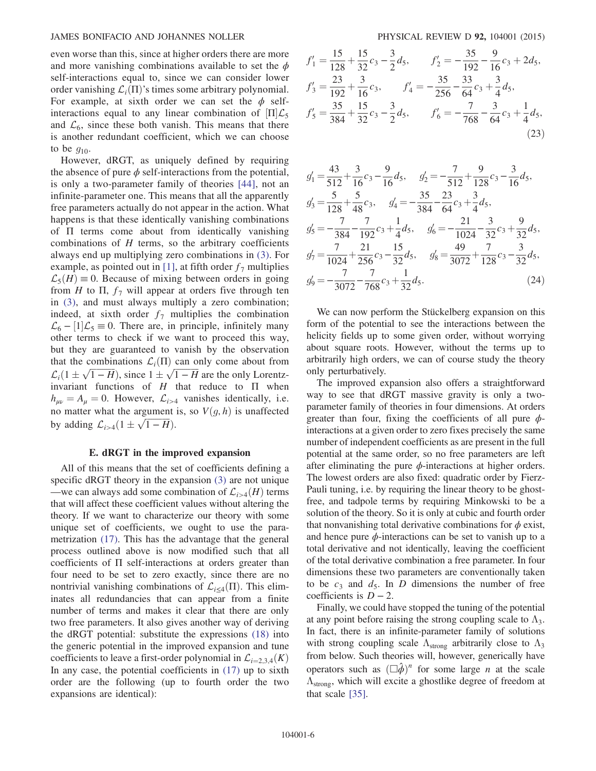even worse than this, since at higher orders there are more and more vanishing combinations available to set the $\phi$ self-interactions equal to, since we can consider lower order vanishing $\mathcal{L}_i(\Pi)$'s times some arbitrary polynomial. For example, at sixth order we can set the $\phi$ self-interactions equal to any linear combination of $[\Pi]\mathcal{L}_5$ and $\mathcal{L}_6$, since these both vanish. This means that there is another redundant coefficient, which we can choose to be $g_{10}$.

However, dRGT, as uniquely defined by requiring the absence of pure $\phi$ self-interactions from the potential, is only a two-parameter family of theories [44], not an infinite-parameter one. This means that all the apparently free parameters actually do not appear in the action. What happens is that these identically vanishing combinations of $\Pi$ terms come about from identically vanishing combinations of $H$ terms, so the arbitrary coefficients always end up multiplying zero combinations in (3). For example, as pointed out in [1], at fifth order $f_7$ multiplies $\mathcal{L}_5(H) \equiv 0$. Because of mixing between orders in going from $H$ to $\Pi$, $f_7$ will appear at orders five through ten in (3), and must always multiply a zero combination; indeed, at sixth order $f_7$ multiplies the combination $\mathcal{L}_6 - [1]\mathcal{L}_5 \equiv 0$. There are, in principle, infinitely many other terms to check if we want to proceed this way, but they are guaranteed to vanish by the observation that the combinations $\mathcal{L}_i(\Pi)$ can only come about from $\mathcal{L}_i(1 \pm \sqrt{1-H})$, since $1 \pm \sqrt{1-H}$ are the only Lorentz-invariant functions of $H$ that reduce to $\Pi$ when $h_{\mu\nu} = A_\mu = 0$. However, $\mathcal{L}_{i>4}$ vanishes identically, i.e. no matter what the argument is, so $V(g,h)$ is unaffected by adding $\mathcal{L}_{i>4}(1 \pm \sqrt{1-H})$.

### E. dRGT in the improved expansion

All of this means that the set of coefficients defining a specific dRGT theory in the expansion (3) are not unique —we can always add some combination of $\mathcal{L}_{i>4}(H)$ terms that will affect these coefficient values without altering the theory. If we want to characterize our theory with some unique set of coefficients, we ought to use the parametrization (17). This has the advantage that the general process outlined above is now modified such that all coefficients of $\Pi$ self-interactions at orders greater than four need to be set to zero exactly, since there are no nontrivial vanishing combinations of $\mathcal{L}_{i\leq 4}(\Pi)$. This eliminates all redundancies that can appear from a finite number of terms and makes it clear that there are only two free parameters. It also gives another way of deriving the dRGT potential: substitute the expressions (18) into the generic potential in the improved expansion and tune coefficients to leave a first-order polynomial in $\mathcal{L}_{i=2,3,4}(K)$ In any case, the potential coefficients in (17) up to sixth order are the following (up to fourth order the two expansions are identical):

$$
\begin{aligned}
f'_1 &= \frac{15}{128} + \frac{15}{32}c_3 - \frac{3}{2}d_5, & f'_2 &= -\frac{35}{192} - \frac{9}{16}c_3 + 2d_5, \\
f'_3 &= \frac{23}{192} + \frac{3}{16}c_3, & f'_4 &= -\frac{35}{256} - \frac{33}{64}c_3 + \frac{3}{4}d_5, \\
f'_5 &= \frac{35}{384} + \frac{15}{32}c_3 - \frac{3}{2}d_5, & f'_6 &= -\frac{7}{768} - \frac{3}{64}c_3 + \frac{1}{4}d_5,
\end{aligned}
\tag{23}
$$

$$
\begin{aligned}
g'_1 &= \frac{43}{512} + \frac{3}{16}c_3 - \frac{9}{16}d_5, & g'_2 &= -\frac{7}{512} + \frac{9}{128}c_3 - \frac{3}{16}d_5, \\
g'_3 &= \frac{5}{128} + \frac{5}{48}c_3, & g'_4 &= -\frac{35}{384} - \frac{23}{64}c_3 + \frac{3}{4}d_5, \\
g'_5 &= -\frac{7}{384} - \frac{7}{192}c_3 + \frac{1}{4}d_5, & g'_6 &= -\frac{21}{1024} - \frac{3}{32}c_3 + \frac{9}{32}d_5, \\
g'_7 &= \frac{7}{1024} + \frac{21}{256}c_3 - \frac{15}{32}d_5, & g'_8 &= \frac{49}{3072} + \frac{7}{128}c_3 - \frac{3}{32}d_5, \\
g'_9 &= -\frac{7}{3072} - \frac{7}{768}c_3 + \frac{1}{32}d_5.
\end{aligned}
\tag{24}
$$

We can now perform the Stückelberg expansion on this form of the potential to see the interactions between the helicity fields up to some given order, without worrying about square roots. However, without the terms up to arbitrarily high orders, we can of course study the theory only perturbatively.

The improved expansion also offers a straightforward way to see that dRGT massive gravity is only a two-parameter family of theories in four dimensions. At orders greater than four, fixing the coefficients of all pure $\phi$-interactions at a given order to zero fixes precisely the same number of independent coefficients as are present in the full potential at the same order, so no free parameters are left after eliminating the pure $\phi$-interactions at higher orders. The lowest orders are also fixed: quadratic order by Fierz-Pauli tuning, i.e. by requiring the linear theory to be ghost-free, and tadpole terms by requiring Minkowski to be a solution of the theory. So it is only at cubic and fourth order that nonvanishing total derivative combinations for $\phi$ exist, and hence pure $\phi$-interactions can be set to vanish up to a total derivative and not identically, leaving the coefficient of the total derivative combination a free parameter. In four dimensions these two parameters are conventionally taken to be $c_3$ and $d_5$. In $D$ dimensions the number of free coefficients is $D-2$.

Finally, we could have stopped the tuning of the potential at any point before raising the strong coupling scale to $\Lambda_3$. In fact, there is an infinite-parameter family of solutions with strong coupling scale $\Lambda_{\text{strong}}$ arbitrarily close to $\Lambda_3$ from below. Such theories will, however, generically have operators such as $(\Box\hat{\phi})^n$ for some large $n$ at the scale $\Lambda_{\text{strong}}$, which will excite a ghostlike degree of freedom at that scale [35].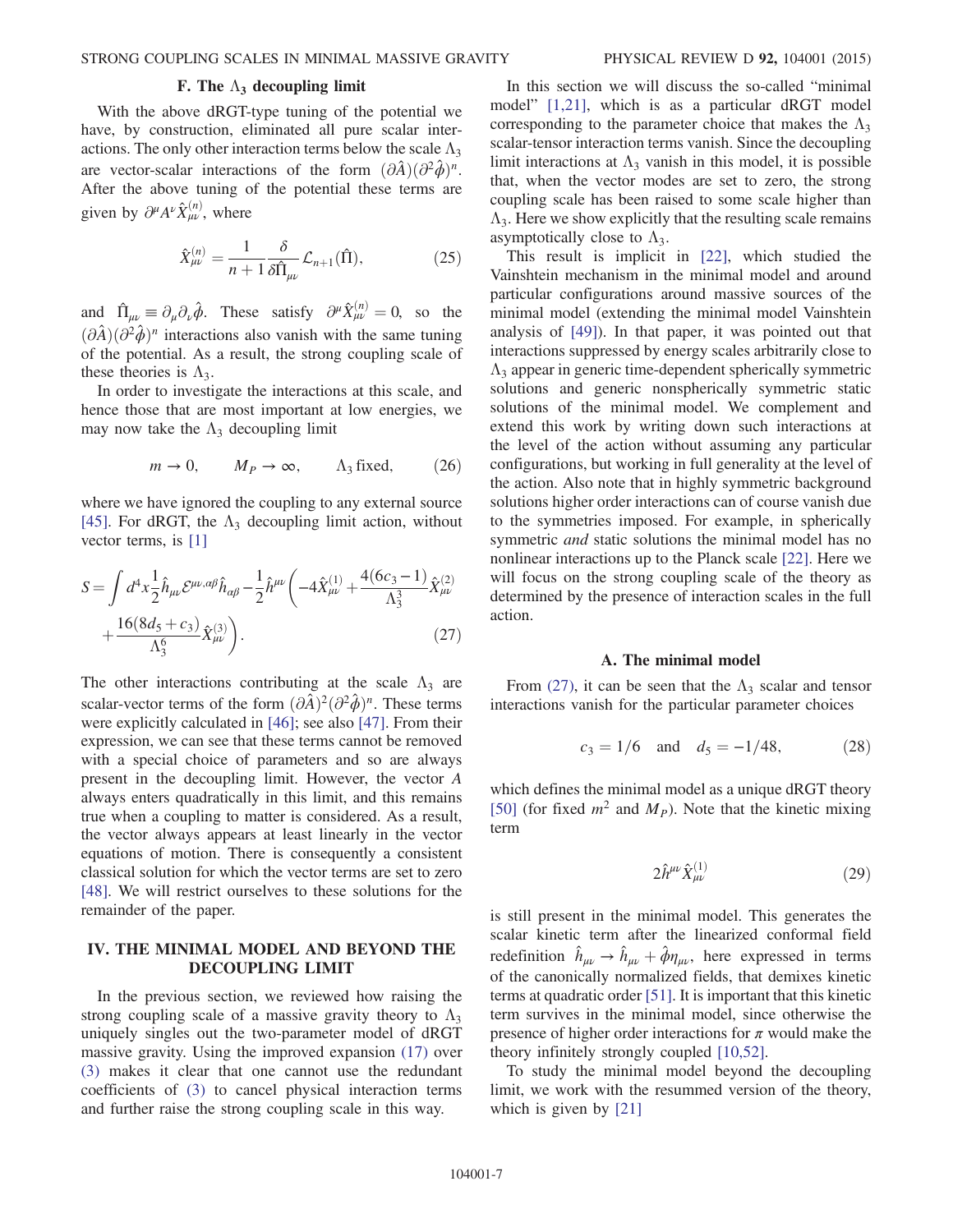### F. The $\Lambda_3$ decoupling limit

With the above dRGT-type tuning of the potential we have, by construction, eliminated all pure scalar interactions. The only other interaction terms below the scale $\Lambda_3$ are vector-scalar interactions of the form $(\partial\hat{A})(\partial^2\hat{\phi})^n$. After the above tuning of the potential these terms are given by $\partial^\mu A^\nu \hat{X}^{(n)}_{\mu\nu}$, where

$$\hat{X}^{(n)}_{\mu\nu} = \frac{1}{n+1}\frac{\delta}{\delta\hat{\Pi}_{\mu\nu}}\mathcal{L}_{n+1}(\hat{\Pi}), \tag{25}$$

and $\hat{\Pi}_{\mu\nu} \equiv \partial_\mu\partial_\nu\hat{\phi}$. These satisfy $\partial^\mu\hat{X}^{(n)}_{\mu\nu} = 0$, so the $(\partial\hat{A})(\partial^2\hat{\phi})^n$ interactions also vanish with the same tuning of the potential. As a result, the strong coupling scale of these theories is $\Lambda_3$.

In order to investigate the interactions at this scale, and hence those that are most important at low energies, we may now take the $\Lambda_3$ decoupling limit

$$m \to 0, \qquad M_P \to \infty, \qquad \Lambda_3 \text{ fixed}, \tag{26}$$

where we have ignored the coupling to any external source [45]. For dRGT, the $\Lambda_3$ decoupling limit action, without vector terms, is [1]

$$S = \int d^4x \frac{1}{2}\hat{h}_{\mu\nu}\mathcal{E}^{\mu\nu,\alpha\beta}\hat{h}_{\alpha\beta} - \frac{1}{2}\hat{h}^{\mu\nu}\left(-4\hat{X}^{(1)}_{\mu\nu} + \frac{4(6c_3-1)}{\Lambda_3^3}\hat{X}^{(2)}_{\mu\nu} + \frac{16(8d_5+c_3)}{\Lambda_3^6}\hat{X}^{(3)}_{\mu\nu}\right). \tag{27}$$

The other interactions contributing at the scale $\Lambda_3$ are scalar-vector terms of the form $(\partial\hat{A})^2(\partial^2\hat{\phi})^n$. These terms were explicitly calculated in [46]; see also [47]. From their expression, we can see that these terms cannot be removed with a special choice of parameters and so are always present in the decoupling limit. However, the vector $A$ always enters quadratically in this limit, and this remains true when a coupling to matter is considered. As a result, the vector always appears at least linearly in the vector equations of motion. There is consequently a consistent classical solution for which the vector terms are set to zero [48]. We will restrict ourselves to these solutions for the remainder of the paper.

## IV. THE MINIMAL MODEL AND BEYOND THE DECOUPLING LIMIT

In the previous section, we reviewed how raising the strong coupling scale of a massive gravity theory to $\Lambda_3$ uniquely singles out the two-parameter model of dRGT massive gravity. Using the improved expansion (17) over (3) makes it clear that one cannot use the redundant coefficients of (3) to cancel physical interaction terms and further raise the strong coupling scale in this way.

In this section we will discuss the so-called "minimal model" [1,21], which is as a particular dRGT model corresponding to the parameter choice that makes the $\Lambda_3$ scalar-tensor interaction terms vanish. Since the decoupling limit interactions at $\Lambda_3$ vanish in this model, it is possible that, when the vector modes are set to zero, the strong coupling scale has been raised to some scale higher than $\Lambda_3$. Here we show explicitly that the resulting scale remains asymptotically close to $\Lambda_3$.

This result is implicit in [22], which studied the Vainshtein mechanism in the minimal model and around particular configurations around massive sources of the minimal model (extending the minimal model Vainshtein analysis of [49]). In that paper, it was pointed out that interactions suppressed by energy scales arbitrarily close to $\Lambda_3$ appear in generic time-dependent spherically symmetric solutions and generic nonspherically symmetric static solutions of the minimal model. We complement and extend this work by writing down such interactions at the level of the action without assuming any particular configurations, but working in full generality at the level of the action. Also note that in highly symmetric background solutions higher order interactions can of course vanish due to the symmetries imposed. For example, in spherically symmetric *and* static solutions the minimal model has no nonlinear interactions up to the Planck scale [22]. Here we will focus on the strong coupling scale of the theory as determined by the presence of interaction scales in the full action.

### A. The minimal model

From (27), it can be seen that the $\Lambda_3$ scalar and tensor interactions vanish for the particular parameter choices

$$c_3 = 1/6 \quad \text{and} \quad d_5 = -1/48, \tag{28}$$

which defines the minimal model as a unique dRGT theory [50] (for fixed $m^2$ and $M_P$). Note that the kinetic mixing term

$$2\hat{h}^{\mu\nu}\hat{X}^{(1)}_{\mu\nu} \tag{29}$$

is still present in the minimal model. This generates the scalar kinetic term after the linearized conformal field redefinition $\hat{h}_{\mu\nu} \to \hat{h}_{\mu\nu} + \hat{\phi}\eta_{\mu\nu}$, here expressed in terms of the canonically normalized fields, that demixes kinetic terms at quadratic order [51]. It is important that this kinetic term survives in the minimal model, since otherwise the presence of higher order interactions for $\pi$ would make the theory infinitely strongly coupled [10,52].

To study the minimal model beyond the decoupling limit, we work with the resummed version of the theory, which is given by [21]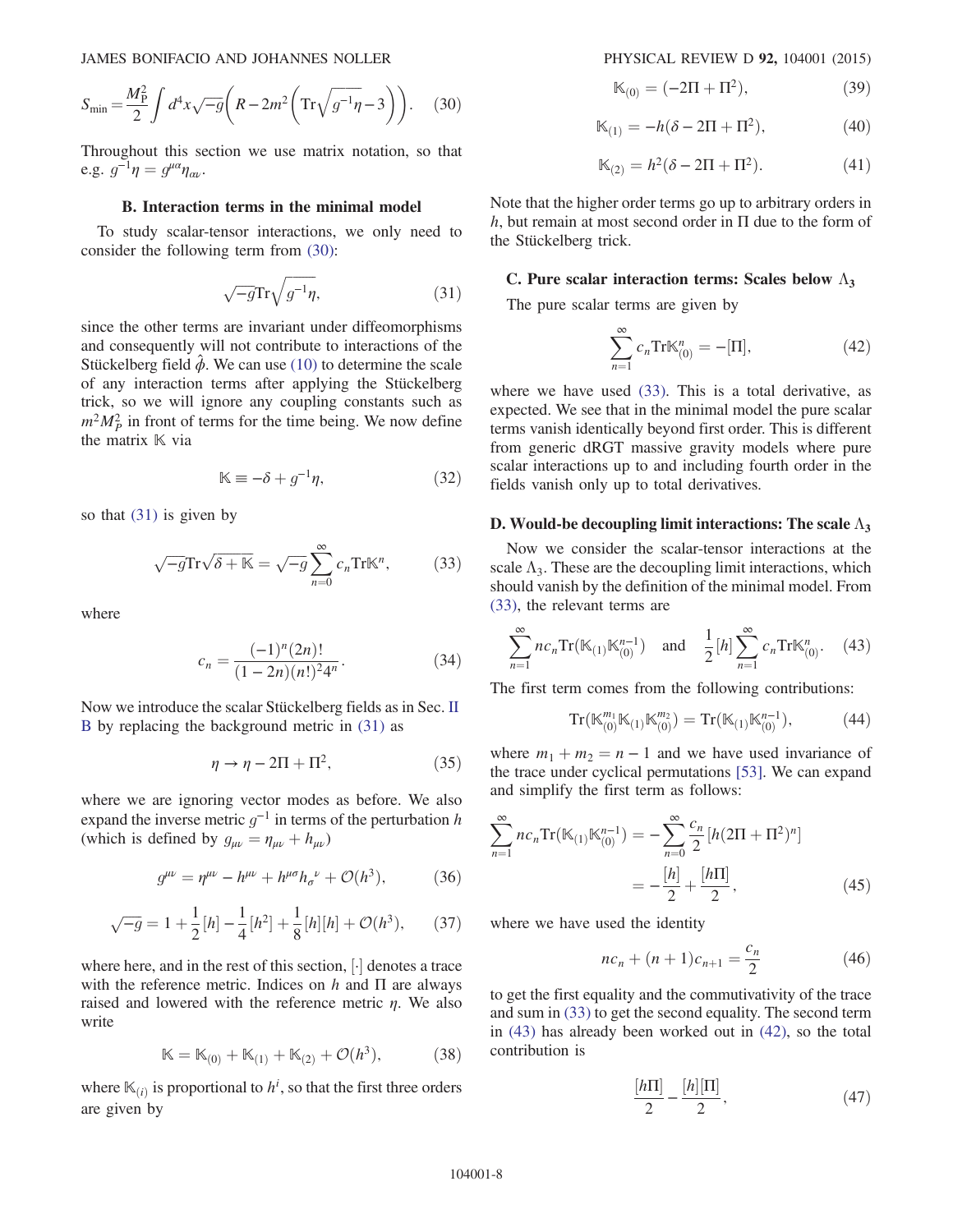$$S_{\rm min} = \frac{M_{\rm P}^2}{2} \int d^4x \sqrt{-g} \left( R - 2m^2 \left( {\rm Tr}\sqrt{g^{-1}\eta} - 3 \right) \right). \tag{30}$$

Throughout this section we use matrix notation, so that e.g. $g^{-1}\eta = g^{\mu\alpha}\eta_{\alpha\nu}$.

### B. Interaction terms in the minimal model

To study scalar-tensor interactions, we only need to consider the following term from (30):

$$\sqrt{-g}{\rm Tr}\sqrt{g^{-1}\eta}, \tag{31}$$

since the other terms are invariant under diffeomorphisms and consequently will not contribute to interactions of the Stückelberg field $\hat{\phi}$. We can use (10) to determine the scale of any interaction terms after applying the Stückelberg trick, so we will ignore any coupling constants such as $m^2 M_P^2$ in front of terms for the time being. We now define the matrix $\mathbb{K}$ via

$$\mathbb{K} \equiv -\delta + g^{-1}\eta, \tag{32}$$

so that (31) is given by

$$\sqrt{-g}{\rm Tr}\sqrt{\delta + \mathbb{K}} = \sqrt{-g}\sum_{n=0}^{\infty} c_n {\rm Tr}\mathbb{K}^n, \tag{33}$$

where

$$c_n = \frac{(-1)^n (2n)!}{(1-2n)(n!)^2 4^n}. \tag{34}$$

Now we introduce the scalar Stückelberg fields as in Sec. II B by replacing the background metric in (31) as

$$\eta \to \eta - 2\Pi + \Pi^2, \tag{35}$$

where we are ignoring vector modes as before. We also expand the inverse metric $g^{-1}$ in terms of the perturbation $h$ (which is defined by $g_{\mu\nu} = \eta_{\mu\nu} + h_{\mu\nu}$)

$$g^{\mu\nu} = \eta^{\mu\nu} - h^{\mu\nu} + h^{\mu\sigma}h_\sigma{}^\nu + \mathcal{O}(h^3), \tag{36}$$

$$\sqrt{-g} = 1 + \frac{1}{2}[h] - \frac{1}{4}[h^2] + \frac{1}{8}[h][h] + \mathcal{O}(h^3), \tag{37}$$

where here, and in the rest of this section, $[\cdot]$ denotes a trace with the reference metric. Indices on $h$ and $\Pi$ are always raised and lowered with the reference metric $\eta$. We also write

$$\mathbb{K} = \mathbb{K}_{(0)} + \mathbb{K}_{(1)} + \mathbb{K}_{(2)} + \mathcal{O}(h^3), \tag{38}$$

where $\mathbb{K}_{(i)}$ is proportional to $h^i$, so that the first three orders are given by

$$\mathbb{K}_{(0)} = (-2\Pi + \Pi^2), \tag{39}$$

$$\mathbb{K}_{(1)} = -h(\delta - 2\Pi + \Pi^2), \tag{40}$$

$$\mathbb{K}_{(2)} = h^2(\delta - 2\Pi + \Pi^2). \tag{41}$$

Note that the higher order terms go up to arbitrary orders in $h$, but remain at most second order in $\Pi$ due to the form of the Stückelberg trick.

### C. Pure scalar interaction terms: Scales below $\Lambda_3$

The pure scalar terms are given by

$$\sum_{n=1}^{\infty} c_n {\rm Tr}\mathbb{K}_{(0)}^n = -[\Pi], \tag{42}$$

where we have used (33). This is a total derivative, as expected. We see that in the minimal model the pure scalar terms vanish identically beyond first order. This is different from generic dRGT massive gravity models where pure scalar interactions up to and including fourth order in the fields vanish only up to total derivatives.

### D. Would-be decoupling limit interactions: The scale $\Lambda_3$

Now we consider the scalar-tensor interactions at the scale $\Lambda_3$. These are the decoupling limit interactions, which should vanish by the definition of the minimal model. From (33), the relevant terms are

$$\sum_{n=1}^{\infty} n c_n {\rm Tr}(\mathbb{K}_{(1)}\mathbb{K}_{(0)}^{n-1}) \quad \text{and} \quad \frac{1}{2}[h]\sum_{n=1}^{\infty} c_n {\rm Tr}\mathbb{K}_{(0)}^n. \tag{43}$$

The first term comes from the following contributions:

$${\rm Tr}(\mathbb{K}_{(0)}^{m_1}\mathbb{K}_{(1)}\mathbb{K}_{(0)}^{m_2}) = {\rm Tr}(\mathbb{K}_{(1)}\mathbb{K}_{(0)}^{n-1}), \tag{44}$$

where $m_1 + m_2 = n - 1$ and we have used invariance of the trace under cyclical permutations [53]. We can expand and simplify the first term as follows:

$$\begin{aligned}\sum_{n=1}^{\infty} n c_n {\rm Tr}(\mathbb{K}_{(1)}\mathbb{K}_{(0)}^{n-1}) &= -\sum_{n=0}^{\infty} \frac{c_n}{2}[h(2\Pi + \Pi^2)^n] \\ &= -\frac{[h]}{2} + \frac{[h\Pi]}{2},\end{aligned} \tag{45}$$

where we have used the identity

$$n c_n + (n+1)c_{n+1} = \frac{c_n}{2} \tag{46}$$

to get the first equality and the commutativity of the trace and sum in (33) to get the second equality. The second term in (43) has already been worked out in (42), so the total contribution is

$$\frac{[h\Pi]}{2} - \frac{[h][\Pi]}{2}, \tag{47}$$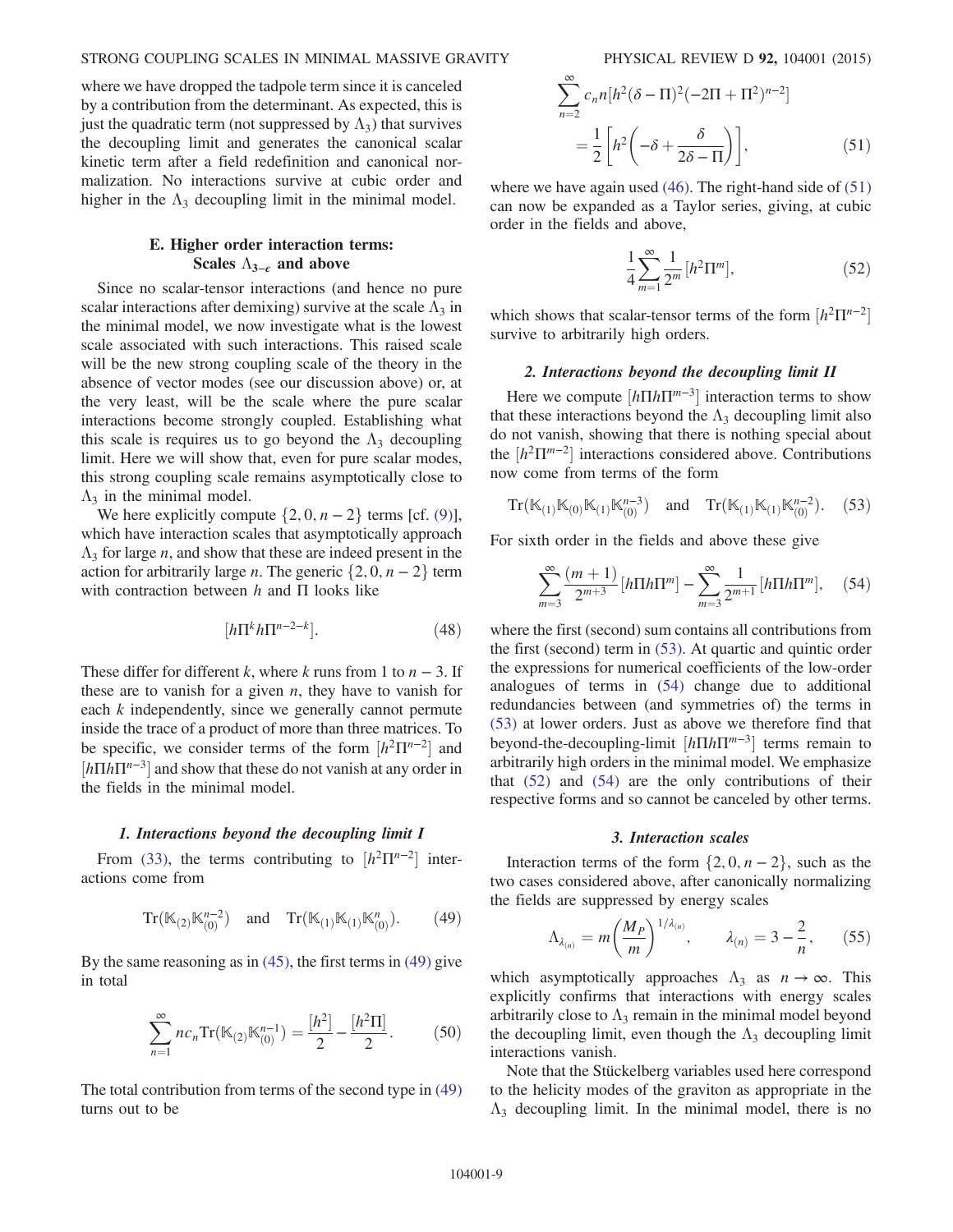where we have dropped the tadpole term since it is canceled by a contribution from the determinant. As expected, this is just the quadratic term (not suppressed by $\Lambda_3$) that survives the decoupling limit and generates the canonical scalar kinetic term after a field redefinition and canonical normalization. No interactions survive at cubic order and higher in the $\Lambda_3$ decoupling limit in the minimal model.

### E. Higher order interaction terms: Scales $\Lambda_{3-\epsilon}$ and above

Since no scalar-tensor interactions (and hence no pure scalar interactions after demixing) survive at the scale $\Lambda_3$ in the minimal model, we now investigate what is the lowest scale associated with such interactions. This raised scale will be the new strong coupling scale of the theory in the absence of vector modes (see our discussion above) or, at the very least, will be the scale where the pure scalar interactions become strongly coupled. Establishing what this scale is requires us to go beyond the $\Lambda_3$ decoupling limit. Here we will show that, even for pure scalar modes, this strong coupling scale remains asymptotically close to $\Lambda_3$ in the minimal model.

We here explicitly compute $\{2, 0, n-2\}$ terms [cf. (9)], which have interaction scales that asymptotically approach $\Lambda_3$ for large $n$, and show that these are indeed present in the action for arbitrarily large $n$. The generic $\{2, 0, n-2\}$ term with contraction between $h$ and $\Pi$ looks like

$$[h\Pi^k h\Pi^{n-2-k}]. \tag{48}$$

These differ for different $k$, where $k$ runs from 1 to $n-3$. If these are to vanish for a given $n$, they have to vanish for each $k$ independently, since we generally cannot permute inside the trace of a product of more than three matrices. To be specific, we consider terms of the form $[h^2\Pi^{n-2}]$ and $[h\Pi h\Pi^{n-3}]$ and show that these do not vanish at any order in the fields in the minimal model.

#### 1. Interactions beyond the decoupling limit I

From (33), the terms contributing to $[h^2\Pi^{n-2}]$ interactions come from

$$\mathrm{Tr}(\mathbb{K}_{(2)}\mathbb{K}_{(0)}^{n-2}) \quad \text{and} \quad \mathrm{Tr}(\mathbb{K}_{(1)}\mathbb{K}_{(1)}\mathbb{K}_{(0)}^{n}). \tag{49}$$

By the same reasoning as in (45), the first terms in (49) give in total

$$\sum_{n=1}^{\infty} nc_n \mathrm{Tr}(\mathbb{K}_{(2)}\mathbb{K}_{(0)}^{n-1}) = \frac{[h^2]}{2} - \frac{[h^2\Pi]}{2}. \tag{50}$$

The total contribution from terms of the second type in (49) turns out to be

$$\sum_{n=2}^{\infty} c_n n[h^2(\delta-\Pi)^2(-2\Pi+\Pi^2)^{n-2}] = \frac{1}{2}\left[h^2\left(-\delta+\frac{\delta}{2\delta-\Pi}\right)\right], \tag{51}$$

where we have again used (46). The right-hand side of (51) can now be expanded as a Taylor series, giving, at cubic order in the fields and above,

$$\frac{1}{4}\sum_{m=1}^{\infty}\frac{1}{2^m}[h^2\Pi^m], \tag{52}$$

which shows that scalar-tensor terms of the form $[h^2\Pi^{n-2}]$ survive to arbitrarily high orders.

#### 2. Interactions beyond the decoupling limit II

Here we compute $[h\Pi h\Pi^{m-3}]$ interaction terms to show that these interactions beyond the $\Lambda_3$ decoupling limit also do not vanish, showing that there is nothing special about the $[h^2\Pi^{m-2}]$ interactions considered above. Contributions now come from terms of the form

$$\mathrm{Tr}(\mathbb{K}_{(1)}\mathbb{K}_{(0)}\mathbb{K}_{(1)}\mathbb{K}_{(0)}^{n-3}) \quad \text{and} \quad \mathrm{Tr}(\mathbb{K}_{(1)}\mathbb{K}_{(1)}\mathbb{K}_{(0)}^{n-2}). \tag{53}$$

For sixth order in the fields and above these give

$$\sum_{m=3}^{\infty}\frac{(m+1)}{2^{m+3}}[h\Pi h\Pi^m] - \sum_{m=3}^{\infty}\frac{1}{2^{m+1}}[h\Pi h\Pi^m], \tag{54}$$

where the first (second) sum contains all contributions from the first (second) term in (53). At quartic and quintic order the expressions for numerical coefficients of the low-order analogues of terms in (54) change due to additional redundancies between (and symmetries of) the terms in (53) at lower orders. Just as above we therefore find that beyond-the-decoupling-limit $[h\Pi h\Pi^{m-3}]$ terms remain to arbitrarily high orders in the minimal model. We emphasize that (52) and (54) are the only contributions of their respective forms and so cannot be canceled by other terms.

#### 3. Interaction scales

Interaction terms of the form $\{2, 0, n-2\}$, such as the two cases considered above, after canonically normalizing the fields are suppressed by energy scales

$$\Lambda_{\lambda_{(n)}} = m\left(\frac{M_P}{m}\right)^{1/\lambda_{(n)}}, \qquad \lambda_{(n)} = 3 - \frac{2}{n}, \tag{55}$$

which asymptotically approaches $\Lambda_3$ as $n \to \infty$. This explicitly confirms that interactions with energy scales arbitrarily close to $\Lambda_3$ remain in the minimal model beyond the decoupling limit, even though the $\Lambda_3$ decoupling limit interactions vanish.

Note that the Stückelberg variables used here correspond to the helicity modes of the graviton as appropriate in the $\Lambda_3$ decoupling limit. In the minimal model, there is no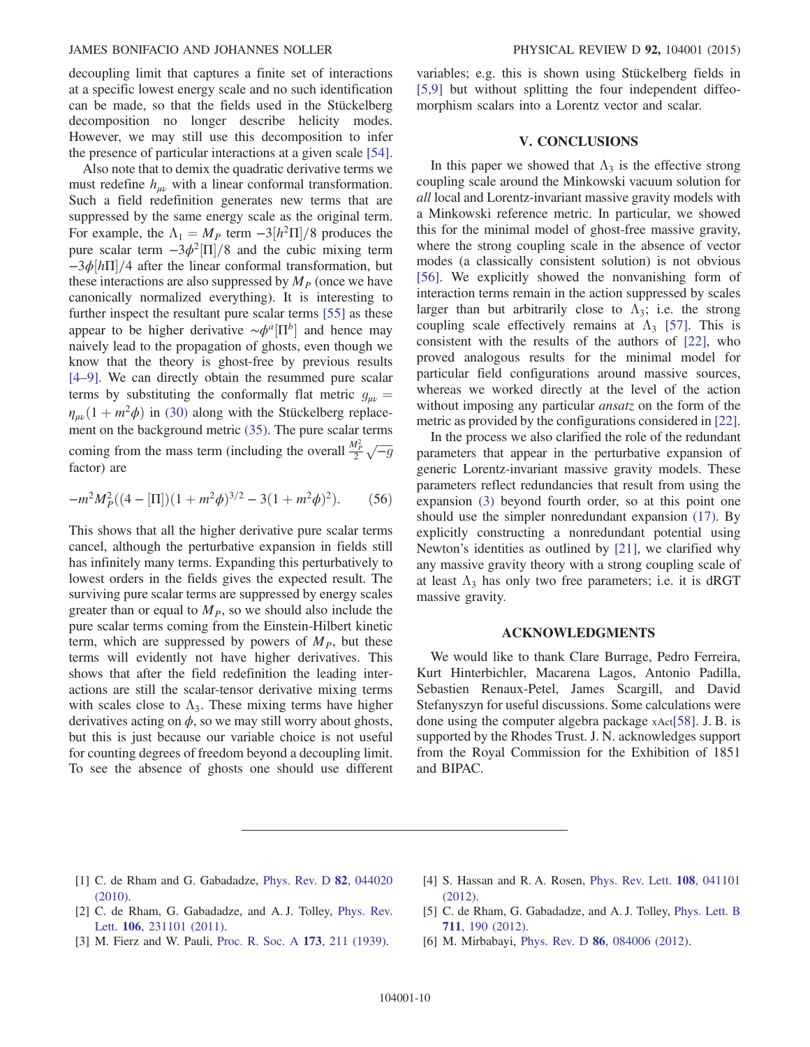decoupling limit that captures a finite set of interactions at a specific lowest energy scale and no such identification can be made, so that the fields used in the Stückelberg decomposition no longer describe helicity modes. However, we may still use this decomposition to infer the presence of particular interactions at a given scale [54].

Also note that to demix the quadratic derivative terms we must redefine $h_{\mu\nu}$ with a linear conformal transformation. Such a field redefinition generates new terms that are suppressed by the same energy scale as the original term. For example, the $\Lambda_1 = M_P$ term $-3[h^2\Pi]/8$ produces the pure scalar term $-3\phi^2[\Pi]/8$ and the cubic mixing term $-3\phi[h\Pi]/4$ after the linear conformal transformation, but these interactions are also suppressed by $M_P$ (once we have canonically normalized everything). It is interesting to further inspect the resultant pure scalar terms [55] as these appear to be higher derivative $\sim\phi^a[\Pi^b]$ and hence may naively lead to the propagation of ghosts, even though we know that the theory is ghost-free by previous results [4–9]. We can directly obtain the resummed pure scalar terms by substituting the conformally flat metric $g_{\mu\nu} = \eta_{\mu\nu}(1 + m^2\phi)$ in (30) along with the Stückelberg replacement on the background metric (35). The pure scalar terms coming from the mass term (including the overall $\frac{M_P^2}{2}\sqrt{-g}$ factor) are

$$-m^2 M_P^2((4 - [\Pi])(1 + m^2\phi)^{3/2} - 3(1 + m^2\phi)^2). \tag{56}$$

This shows that all the higher derivative pure scalar terms cancel, although the perturbative expansion in fields still has infinitely many terms. Expanding this perturbatively to lowest orders in the fields gives the expected result. The surviving pure scalar terms are suppressed by energy scales greater than or equal to $M_P$, so we should also include the pure scalar terms coming from the Einstein-Hilbert kinetic term, which are suppressed by powers of $M_P$, but these terms will evidently not have higher derivatives. This shows that after the field redefinition the leading interactions are still the scalar-tensor derivative mixing terms with scales close to $\Lambda_3$. These mixing terms have higher derivatives acting on $\phi$, so we may still worry about ghosts, but this is just because our variable choice is not useful for counting degrees of freedom beyond a decoupling limit. To see the absence of ghosts one should use different variables; e.g. this is shown using Stückelberg fields in [5,9] but without splitting the four independent diffeomorphism scalars into a Lorentz vector and scalar.

## V. CONCLUSIONS

In this paper we showed that $\Lambda_3$ is the effective strong coupling scale around the Minkowski vacuum solution for *all* local and Lorentz-invariant massive gravity models with a Minkowski reference metric. In particular, we showed this for the minimal model of ghost-free massive gravity, where the strong coupling scale in the absence of vector modes (a classically consistent solution) is not obvious [56]. We explicitly showed the nonvanishing form of interaction terms remain in the action suppressed by scales larger than but arbitrarily close to $\Lambda_3$; i.e. the strong coupling scale effectively remains at $\Lambda_3$ [57]. This is consistent with the results of the authors of [22], who proved analogous results for the minimal model for particular field configurations around massive sources, whereas we worked directly at the level of the action without imposing any particular *ansatz* on the form of the metric as provided by the configurations considered in [22].

In the process we also clarified the role of the redundant parameters that appear in the perturbative expansion of generic Lorentz-invariant massive gravity models. These parameters reflect redundancies that result from using the expansion (3) beyond fourth order, so at this point one should use the simpler nonredundant expansion (17). By explicitly constructing a nonredundant potential using Newton's identities as outlined by [21], we clarified why any massive gravity theory with a strong coupling scale of at least $\Lambda_3$ has only two free parameters; i.e. it is dRGT massive gravity.

## ACKNOWLEDGMENTS

We would like to thank Clare Burrage, Pedro Ferreira, Kurt Hinterbichler, Macarena Lagos, Antonio Padilla, Sebastien Renaux-Petel, James Scargill, and David Stefanyszyn for useful discussions. Some calculations were done using the computer algebra package xAct[58]. J. B. is supported by the Rhodes Trust. J. N. acknowledges support from the Royal Commission for the Exhibition of 1851 and BIPAC.

---

[1] C. de Rham and G. Gabadadze, Phys. Rev. D **82**, 044020 (2010).

[2] C. de Rham, G. Gabadadze, and A. J. Tolley, Phys. Rev. Lett. **106**, 231101 (2011).

[3] M. Fierz and W. Pauli, Proc. R. Soc. A **173**, 211 (1939).

[4] S. Hassan and R. A. Rosen, Phys. Rev. Lett. **108**, 041101 (2012).

[5] C. de Rham, G. Gabadadze, and A. J. Tolley, Phys. Lett. B **711**, 190 (2012).

[6] M. Mirbabayi, Phys. Rev. D **86**, 084006 (2012).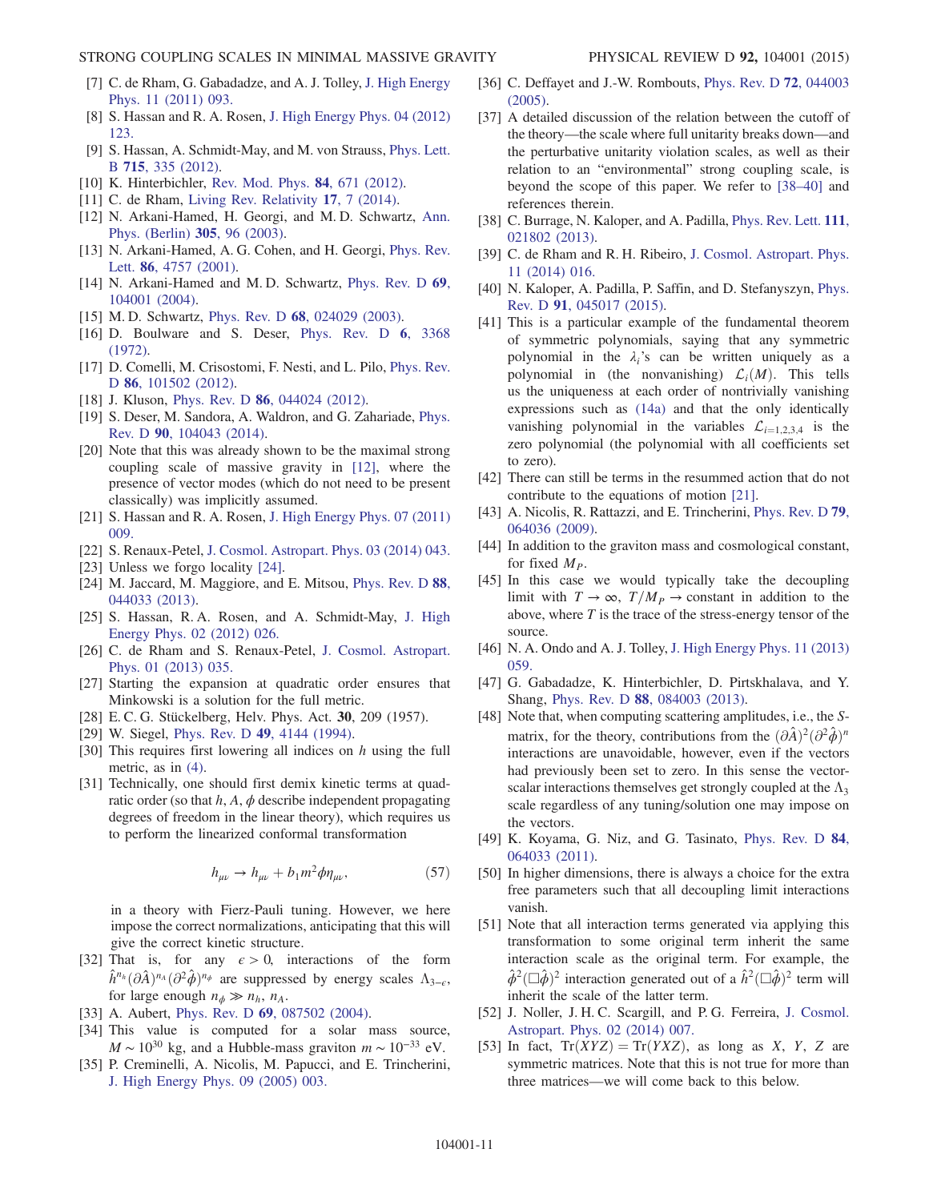[7] C. de Rham, G. Gabadadze, and A. J. Tolley, J. High Energy Phys. 11 (2011) 093.

[8] S. Hassan and R. A. Rosen, J. High Energy Phys. 04 (2012) 123.

[9] S. Hassan, A. Schmidt-May, and M. von Strauss, Phys. Lett. B 715, 335 (2012).

[10] K. Hinterbichler, Rev. Mod. Phys. 84, 671 (2012).

[11] C. de Rham, Living Rev. Relativity 17, 7 (2014).

[12] N. Arkani-Hamed, H. Georgi, and M. D. Schwartz, Ann. Phys. (Berlin) 305, 96 (2003).

[13] N. Arkani-Hamed, A. G. Cohen, and H. Georgi, Phys. Rev. Lett. 86, 4757 (2001).

[14] N. Arkani-Hamed and M. D. Schwartz, Phys. Rev. D 69, 104001 (2004).

[15] M. D. Schwartz, Phys. Rev. D 68, 024029 (2003).

[16] D. Boulware and S. Deser, Phys. Rev. D 6, 3368 (1972).

[17] D. Comelli, M. Crisostomi, F. Nesti, and L. Pilo, Phys. Rev. D 86, 101502 (2012).

[18] J. Kluson, Phys. Rev. D 86, 044024 (2012).

[19] S. Deser, M. Sandora, A. Waldron, and G. Zahariade, Phys. Rev. D 90, 104043 (2014).

[20] Note that this was already shown to be the maximal strong coupling scale of massive gravity in [12], where the presence of vector modes (which do not need to be present classically) was implicitly assumed.

[21] S. Hassan and R. A. Rosen, J. High Energy Phys. 07 (2011) 009.

[22] S. Renaux-Petel, J. Cosmol. Astropart. Phys. 03 (2014) 043.

[23] Unless we forgo locality [24].

[24] M. Jaccard, M. Maggiore, and E. Mitsou, Phys. Rev. D 88, 044033 (2013).

[25] S. Hassan, R. A. Rosen, and A. Schmidt-May, J. High Energy Phys. 02 (2012) 026.

[26] C. de Rham and S. Renaux-Petel, J. Cosmol. Astropart. Phys. 01 (2013) 035.

[27] Starting the expansion at quadratic order ensures that Minkowski is a solution for the full metric.

[28] E. C. G. Stückelberg, Helv. Phys. Act. 30, 209 (1957).

[29] W. Siegel, Phys. Rev. D 49, 4144 (1994).

[30] This requires first lowering all indices on $h$ using the full metric, as in (4).

[31] Technically, one should first demix kinetic terms at quadratic order (so that $h$, $A$, $\phi$ describe independent propagating degrees of freedom in the linear theory), which requires us to perform the linearized conformal transformation

$$h_{\mu\nu} \to h_{\mu\nu} + b_1 m^2 \phi \eta_{\mu\nu}, \tag{57}$$

in a theory with Fierz-Pauli tuning. However, we here impose the correct normalizations, anticipating that this will give the correct kinetic structure.

[32] That is, for any $\epsilon > 0$, interactions of the form $\hat{h}^{n_h}(\partial\hat{A})^{n_A}(\partial^2\hat{\phi})^{n_\phi}$ are suppressed by energy scales $\Lambda_{3-\epsilon}$, for large enough $n_\phi \gg n_h, n_A$.

[33] A. Aubert, Phys. Rev. D 69, 087502 (2004).

[34] This value is computed for a solar mass source, $M \sim 10^{30}$ kg, and a Hubble-mass graviton $m \sim 10^{-33}$ eV.

[35] P. Creminelli, A. Nicolis, M. Papucci, and E. Trincherini, J. High Energy Phys. 09 (2005) 003.

[36] C. Deffayet and J.-W. Rombouts, Phys. Rev. D 72, 044003 (2005).

[37] A detailed discussion of the relation between the cutoff of the theory—the scale where full unitarity breaks down—and the perturbative unitarity violation scales, as well as their relation to an "environmental" strong coupling scale, is beyond the scope of this paper. We refer to [38–40] and references therein.

[38] C. Burrage, N. Kaloper, and A. Padilla, Phys. Rev. Lett. 111, 021802 (2013).

[39] C. de Rham and R. H. Ribeiro, J. Cosmol. Astropart. Phys. 11 (2014) 016.

[40] N. Kaloper, A. Padilla, P. Saffin, and D. Stefanyszyn, Phys. Rev. D 91, 045017 (2015).

[41] This is a particular example of the fundamental theorem of symmetric polynomials, saying that any symmetric polynomial in the $\lambda_i$'s can be written uniquely as a polynomial in (the nonvanishing) $\mathcal{L}_i(M)$. This tells us the uniqueness at each order of nontrivially vanishing expressions such as (14a) and that the only identically vanishing polynomial in the variables $\mathcal{L}_{i=1,2,3,4}$ is the zero polynomial (the polynomial with all coefficients set to zero).

[42] There can still be terms in the resummed action that do not contribute to the equations of motion [21].

[43] A. Nicolis, R. Rattazzi, and E. Trincherini, Phys. Rev. D 79, 064036 (2009).

[44] In addition to the graviton mass and cosmological constant, for fixed $M_P$.

[45] In this case we would typically take the decoupling limit with $T \to \infty$, $T/M_P \to$ constant in addition to the above, where $T$ is the trace of the stress-energy tensor of the source.

[46] N. A. Ondo and A. J. Tolley, J. High Energy Phys. 11 (2013) 059.

[47] G. Gabadadze, K. Hinterbichler, D. Pirtskhalava, and Y. Shang, Phys. Rev. D 88, 084003 (2013).

[48] Note that, when computing scattering amplitudes, i.e., the $S$-matrix, for the theory, contributions from the $(\partial\hat{A})^2(\partial^2\hat{\phi})^n$ interactions are unavoidable, however, even if the vectors had previously been set to zero. In this sense the vector-scalar interactions themselves get strongly coupled at the $\Lambda_3$ scale regardless of any tuning/solution one may impose on the vectors.

[49] K. Koyama, G. Niz, and G. Tasinato, Phys. Rev. D 84, 064033 (2011).

[50] In higher dimensions, there is always a choice for the extra free parameters such that all decoupling limit interactions vanish.

[51] Note that all interaction terms generated via applying this transformation to some original term inherit the same interaction scale as the original term. For example, the $\hat{\phi}^2(\Box\hat{\phi})^2$ interaction generated out of a $\hat{h}^2(\Box\hat{\phi})^2$ term will inherit the scale of the latter term.

[52] J. Noller, J. H. C. Scargill, and P. G. Ferreira, J. Cosmol. Astropart. Phys. 02 (2014) 007.

[53] In fact, $\mathrm{Tr}(XYZ) = \mathrm{Tr}(YXZ)$, as long as $X$, $Y$, $Z$ are symmetric matrices. Note that this is not true for more than three matrices—we will come back to this below.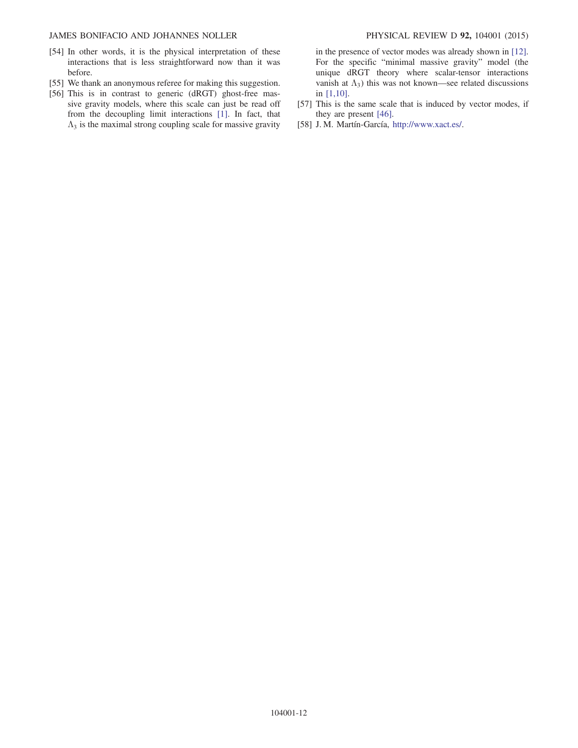[54] In other words, it is the physical interpretation of these interactions that is less straightforward now than it was before.

[55] We thank an anonymous referee for making this suggestion.

[56] This is in contrast to generic (dRGT) ghost-free massive gravity models, where this scale can just be read off from the decoupling limit interactions [1]. In fact, that $\Lambda_3$ is the maximal strong coupling scale for massive gravity in the presence of vector modes was already shown in [12]. For the specific "minimal massive gravity" model (the unique dRGT theory where scalar-tensor interactions vanish at $\Lambda_3$) this was not known—see related discussions in [1,10].

[57] This is the same scale that is induced by vector modes, if they are present [46].

[58] J. M. Martín-García, http://www.xact.es/.